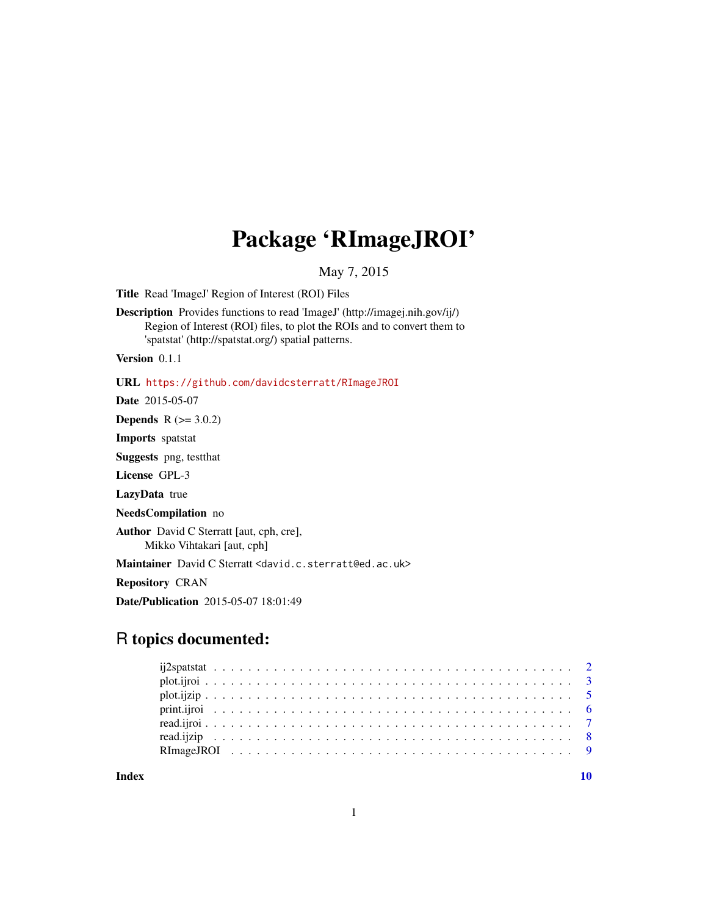# Package 'RImageJROI'

May 7, 2015

**Title** Read 'ImageJ' Region of Interest (ROI) Files

**Description** Provides functions to read 'ImageJ' (http://imagej.nih.gov/ij/) Region of Interest (ROI) files, to plot the ROIs and to convert them to 'spatstat' (http://spatstat.org/) spatial patterns.

**Version** 0.1.1

**URL** https://github.com/davidcsterratt/RImageJROI

**Date** 2015-05-07

**Depends** R (>= 3.0.2)

**Imports** spatstat

**Suggests** png, testthat

**License** GPL-3

**LazyData** true

**NeedsCompilation** no

**Author** David C Sterratt [aut, cph, cre],
Mikko Vihtakari [aut, cph]

**Maintainer** David C Sterratt <david.c.sterratt@ed.ac.uk>

**Repository** CRAN

**Date/Publication** 2015-05-07 18:01:49

## R topics documented:

- ij2spatstat . . . . . . . . . . 2
- plot.ijroi . . . . . . . . . . 3
- plot.ijzip . . . . . . . . . . 5
- print.ijroi . . . . . . . . . . 6
- read.ijroi . . . . . . . . . . 7
- read.ijzip . . . . . . . . . . 8
- RImageJROI . . . . . . . . . . 9

**Index** **10**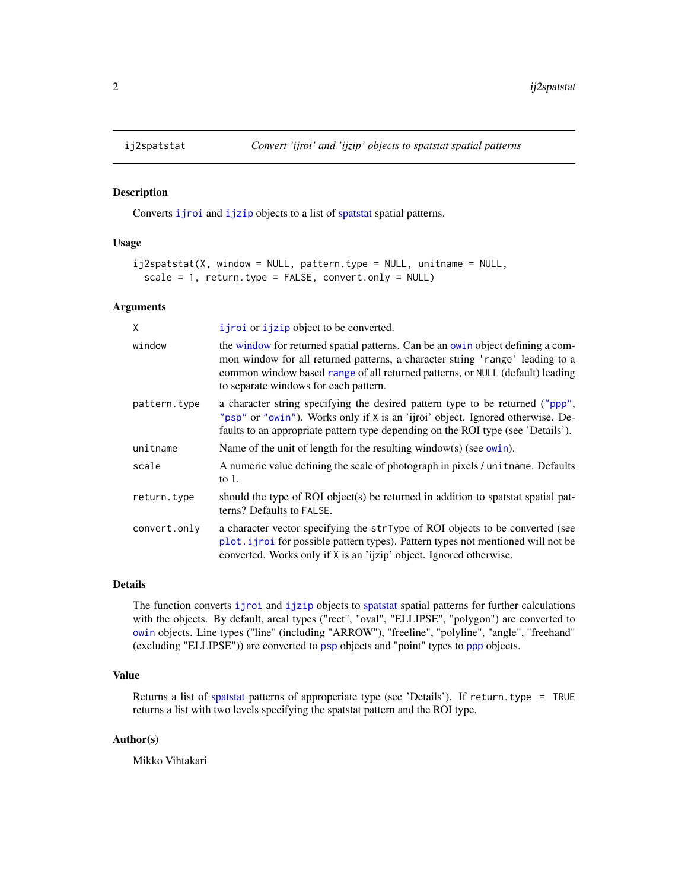ij2spatstat *Convert 'ijroi' and 'ijzip' objects to spatstat spatial patterns*

## Description

Converts ijroi and ijzip objects to a list of spatstat spatial patterns.

## Usage

```
ij2spatstat(X, window = NULL, pattern.type = NULL, unitname = NULL,
  scale = 1, return.type = FALSE, convert.only = NULL)
```

## Arguments

| | |
|---|---|
| X | ijroi or ijzip object to be converted. |
| window | the window for returned spatial patterns. Can be an owin object defining a common window for all returned patterns, a character string 'range' leading to a common window based range of all returned patterns, or NULL (default) leading to separate windows for each pattern. |
| pattern.type | a character string specifying the desired pattern type to be returned ("ppp", "psp" or "owin"). Works only if X is an 'ijroi' object. Ignored otherwise. Defaults to an appropriate pattern type depending on the ROI type (see 'Details'). |
| unitname | Name of the unit of length for the resulting window(s) (see owin). |
| scale | A numeric value defining the scale of photograph in pixels / unitname. Defaults to 1. |
| return.type | should the type of ROI object(s) be returned in addition to spatstat spatial patterns? Defaults to FALSE. |
| convert.only | a character vector specifying the strType of ROI objects to be converted (see plot.ijroi for possible pattern types). Pattern types not mentioned will not be converted. Works only if X is an 'ijzip' object. Ignored otherwise. |

## Details

The function converts ijroi and ijzip objects to spatstat spatial patterns for further calculations with the objects. By default, areal types ("rect", "oval", "ELLIPSE", "polygon") are converted to owin objects. Line types ("line" (including "ARROW"), "freeline", "polyline", "angle", "freehand" (excluding "ELLIPSE")) are converted to psp objects and "point" types to ppp objects.

## Value

Returns a list of spatstat patterns of approperiate type (see 'Details'). If return.type = TRUE returns a list with two levels specifying the spatstat pattern and the ROI type.

## Author(s)

Mikko Vihtakari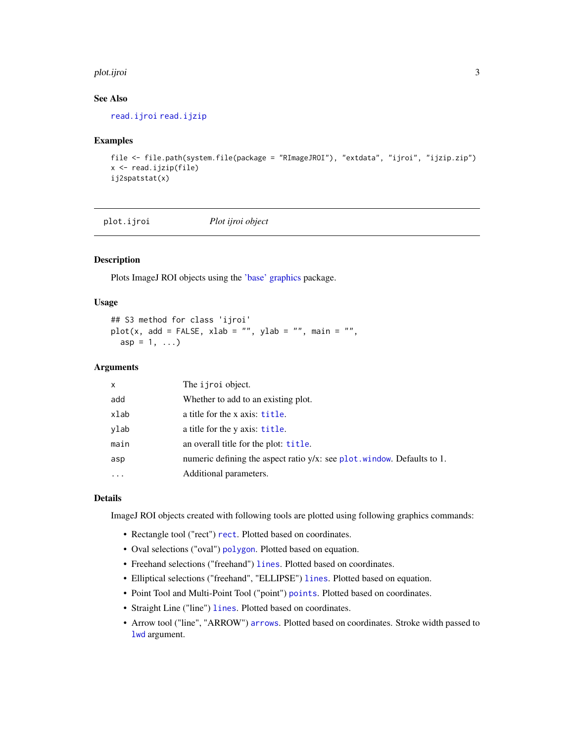### See Also

read.ijroi read.ijzip

### Examples

```
file <- file.path(system.file(package = "RImageJROI"), "extdata", "ijroi", "ijzip.zip")
x <- read.ijzip(file)
ij2spatstat(x)
```

---

## plot.ijroi *Plot ijroi object*

---

### Description

Plots ImageJ ROI objects using the 'base' graphics package.

### Usage

```
## S3 method for class 'ijroi'
plot(x, add = FALSE, xlab = "", ylab = "", main = "",
  asp = 1, ...)
```

### Arguments

| | |
|---|---|
| x | The ijroi object. |
| add | Whether to add to an existing plot. |
| xlab | a title for the x axis: title. |
| ylab | a title for the y axis: title. |
| main | an overall title for the plot: title. |
| asp | numeric defining the aspect ratio y/x: see plot.window. Defaults to 1. |
| ... | Additional parameters. |

### Details

ImageJ ROI objects created with following tools are plotted using following graphics commands:

- Rectangle tool ("rect") rect. Plotted based on coordinates.
- Oval selections ("oval") polygon. Plotted based on equation.
- Freehand selections ("freehand") lines. Plotted based on coordinates.
- Elliptical selections ("freehand", "ELLIPSE") lines. Plotted based on equation.
- Point Tool and Multi-Point Tool ("point") points. Plotted based on coordinates.
- Straight Line ("line") lines. Plotted based on coordinates.
- Arrow tool ("line", "ARROW") arrows. Plotted based on coordinates. Stroke width passed to lwd argument.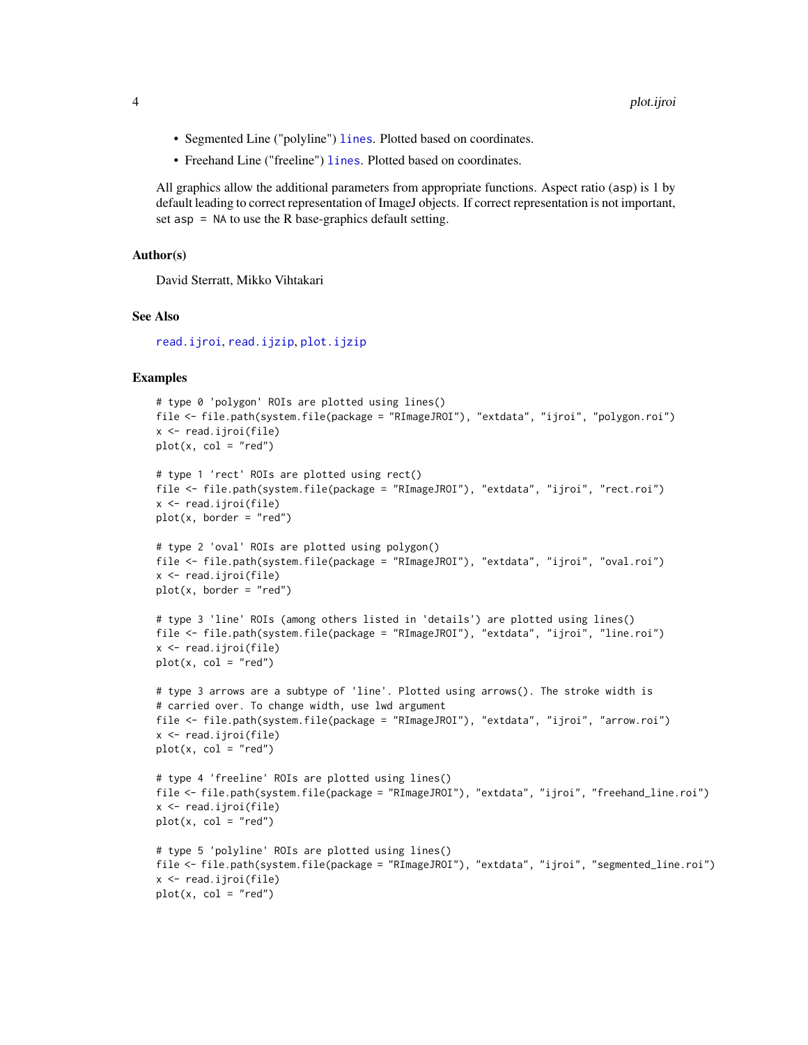- Segmented Line ("polyline") `lines`. Plotted based on coordinates.
- Freehand Line ("freeline") `lines`. Plotted based on coordinates.

All graphics allow the additional parameters from appropriate functions. Aspect ratio (`asp`) is 1 by default leading to correct representation of ImageJ objects. If correct representation is not important, set `asp = NA` to use the R base-graphics default setting.

### Author(s)

David Sterratt, Mikko Vihtakari

### See Also

`read.ijroi`, `read.ijzip`, `plot.ijzip`

### Examples

```
# type 0 'polygon' ROIs are plotted using lines()
file <- file.path(system.file(package = "RImageJROI"), "extdata", "ijroi", "polygon.roi")
x <- read.ijroi(file)
plot(x, col = "red")

# type 1 'rect' ROIs are plotted using rect()
file <- file.path(system.file(package = "RImageJROI"), "extdata", "ijroi", "rect.roi")
x <- read.ijroi(file)
plot(x, border = "red")

# type 2 'oval' ROIs are plotted using polygon()
file <- file.path(system.file(package = "RImageJROI"), "extdata", "ijroi", "oval.roi")
x <- read.ijroi(file)
plot(x, border = "red")

# type 3 'line' ROIs (among others listed in 'details') are plotted using lines()
file <- file.path(system.file(package = "RImageJROI"), "extdata", "ijroi", "line.roi")
x <- read.ijroi(file)
plot(x, col = "red")

# type 3 arrows are a subtype of 'line'. Plotted using arrows(). The stroke width is
# carried over. To change width, use lwd argument
file <- file.path(system.file(package = "RImageJROI"), "extdata", "ijroi", "arrow.roi")
x <- read.ijroi(file)
plot(x, col = "red")

# type 4 'freeline' ROIs are plotted using lines()
file <- file.path(system.file(package = "RImageJROI"), "extdata", "ijroi", "freehand_line.roi")
x <- read.ijroi(file)
plot(x, col = "red")

# type 5 'polyline' ROIs are plotted using lines()
file <- file.path(system.file(package = "RImageJROI"), "extdata", "ijroi", "segmented_line.roi")
x <- read.ijroi(file)
plot(x, col = "red")
```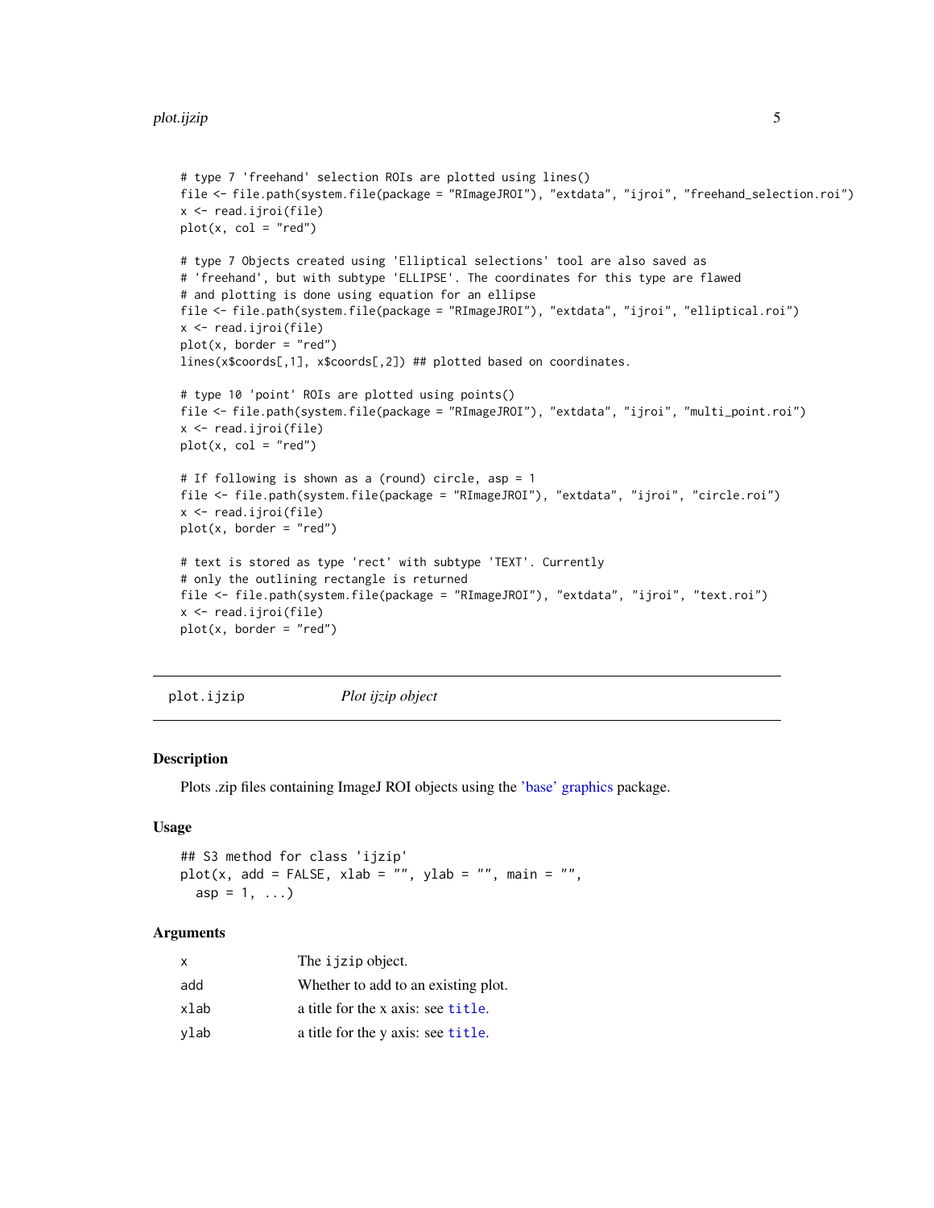```
# type 7 'freehand' selection ROIs are plotted using lines()
file <- file.path(system.file(package = "RImageJROI"), "extdata", "ijroi", "freehand_selection.roi")
x <- read.ijroi(file)
plot(x, col = "red")

# type 7 Objects created using 'Elliptical selections' tool are also saved as
# 'freehand', but with subtype 'ELLIPSE'. The coordinates for this type are flawed
# and plotting is done using equation for an ellipse
file <- file.path(system.file(package = "RImageJROI"), "extdata", "ijroi", "elliptical.roi")
x <- read.ijroi(file)
plot(x, border = "red")
lines(x$coords[,1], x$coords[,2]) ## plotted based on coordinates.

# type 10 'point' ROIs are plotted using points()
file <- file.path(system.file(package = "RImageJROI"), "extdata", "ijroi", "multi_point.roi")
x <- read.ijroi(file)
plot(x, col = "red")

# If following is shown as a (round) circle, asp = 1
file <- file.path(system.file(package = "RImageJROI"), "extdata", "ijroi", "circle.roi")
x <- read.ijroi(file)
plot(x, border = "red")

# text is stored as type 'rect' with subtype 'TEXT'. Currently
# only the outlining rectangle is returned
file <- file.path(system.file(package = "RImageJROI"), "extdata", "ijroi", "text.roi")
x <- read.ijroi(file)
plot(x, border = "red")
```

## plot.ijzip — *Plot ijzip object*

### Description

Plots .zip files containing ImageJ ROI objects using the 'base' graphics package.

### Usage

```
## S3 method for class 'ijzip'
plot(x, add = FALSE, xlab = "", ylab = "", main = "",
  asp = 1, ...)
```

### Arguments

| | |
|---|---|
| `x` | The `ijzip` object. |
| `add` | Whether to add to an existing plot. |
| `xlab` | a title for the x axis: see `title`. |
| `ylab` | a title for the y axis: see `title`. |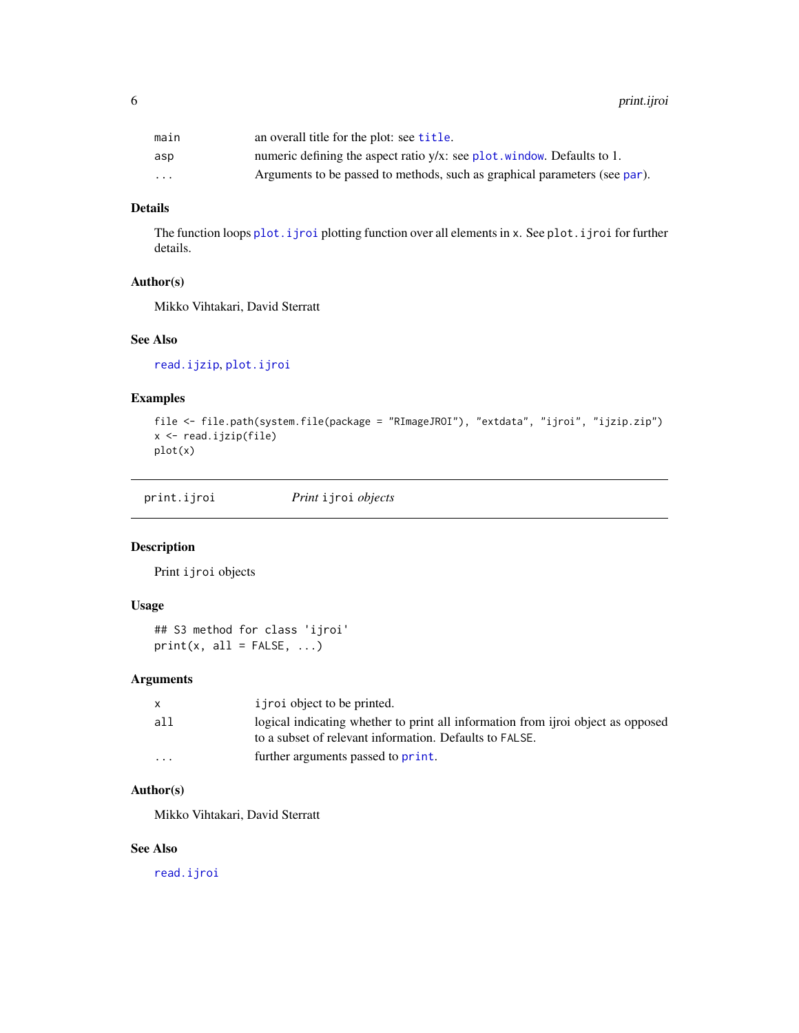| | |
|---|---|
| main | an overall title for the plot: see title. |
| asp | numeric defining the aspect ratio y/x: see plot.window. Defaults to 1. |
| ... | Arguments to be passed to methods, such as graphical parameters (see par). |

### Details

The function loops plot.ijroi plotting function over all elements in x. See plot.ijroi for further details.

### Author(s)

Mikko Vihtakari, David Sterratt

### See Also

read.ijzip, plot.ijroi

### Examples

```
file <- file.path(system.file(package = "RImageJROI"), "extdata", "ijroi", "ijzip.zip")
x <- read.ijzip(file)
plot(x)
```

---

## print.ijroi    *Print* ijroi *objects*

### Description

Print ijroi objects

### Usage

```
## S3 method for class 'ijroi'
print(x, all = FALSE, ...)
```

### Arguments

| | |
|---|---|
| x | ijroi object to be printed. |
| all | logical indicating whether to print all information from ijroi object as opposed to a subset of relevant information. Defaults to FALSE. |
| ... | further arguments passed to print. |

### Author(s)

Mikko Vihtakari, David Sterratt

### See Also

read.ijroi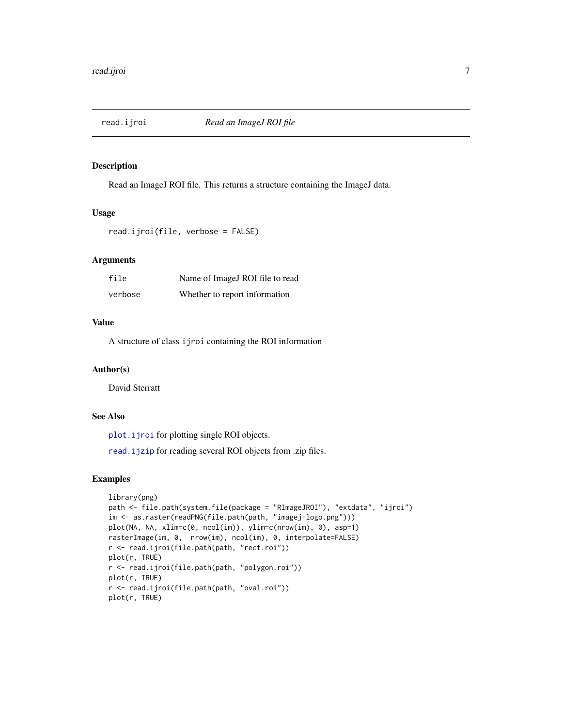# read.ijroi — *Read an ImageJ ROI file*

## Description

Read an ImageJ ROI file. This returns a structure containing the ImageJ data.

## Usage

```
read.ijroi(file, verbose = FALSE)
```

## Arguments

| | |
|---|---|
| `file` | Name of ImageJ ROI file to read |
| `verbose` | Whether to report information |

## Value

A structure of class `ijroi` containing the ROI information

## Author(s)

David Sterratt

## See Also

`plot.ijroi` for plotting single ROI objects.

`read.ijzip` for reading several ROI objects from .zip files.

## Examples

```
library(png)
path <- file.path(system.file(package = "RImageJROI"), "extdata", "ijroi")
im <- as.raster(readPNG(file.path(path, "imagej-logo.png")))
plot(NA, NA, xlim=c(0, ncol(im)), ylim=c(nrow(im), 0), asp=1)
rasterImage(im, 0,  nrow(im), ncol(im), 0, interpolate=FALSE)
r <- read.ijroi(file.path(path, "rect.roi"))
plot(r, TRUE)
r <- read.ijroi(file.path(path, "polygon.roi"))
plot(r, TRUE)
r <- read.ijroi(file.path(path, "oval.roi"))
plot(r, TRUE)
```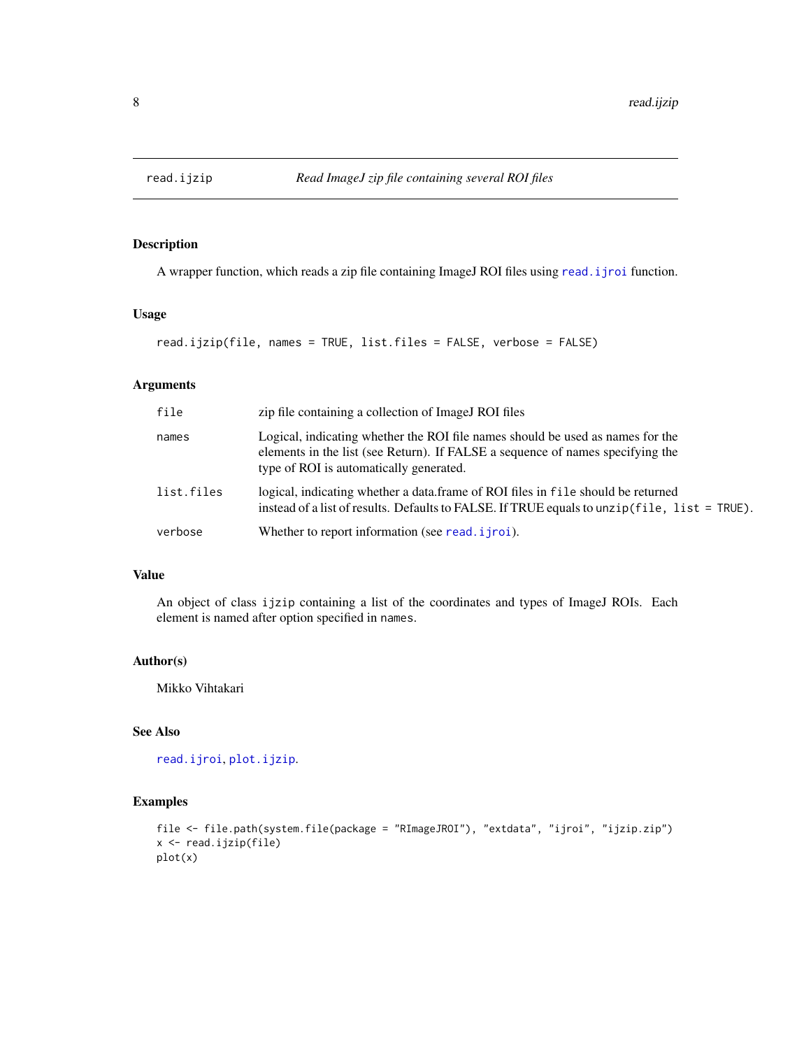# read.ijzip

*Read ImageJ zip file containing several ROI files*

## Description

A wrapper function, which reads a zip file containing ImageJ ROI files using `read.ijroi` function.

## Usage

```
read.ijzip(file, names = TRUE, list.files = FALSE, verbose = FALSE)
```

## Arguments

| | |
|---|---|
| `file` | zip file containing a collection of ImageJ ROI files |
| `names` | Logical, indicating whether the ROI file names should be used as names for the elements in the list (see Return). If FALSE a sequence of names specifying the type of ROI is automatically generated. |
| `list.files` | logical, indicating whether a data.frame of ROI files in `file` should be returned instead of a list of results. Defaults to FALSE. If TRUE equals to `unzip(file, list = TRUE)`. |
| `verbose` | Whether to report information (see `read.ijroi`). |

## Value

An object of class `ijzip` containing a list of the coordinates and types of ImageJ ROIs. Each element is named after option specified in `names`.

## Author(s)

Mikko Vihtakari

## See Also

`read.ijroi`, `plot.ijzip`.

## Examples

```
file <- file.path(system.file(package = "RImageJROI"), "extdata", "ijroi", "ijzip.zip")
x <- read.ijzip(file)
plot(x)
```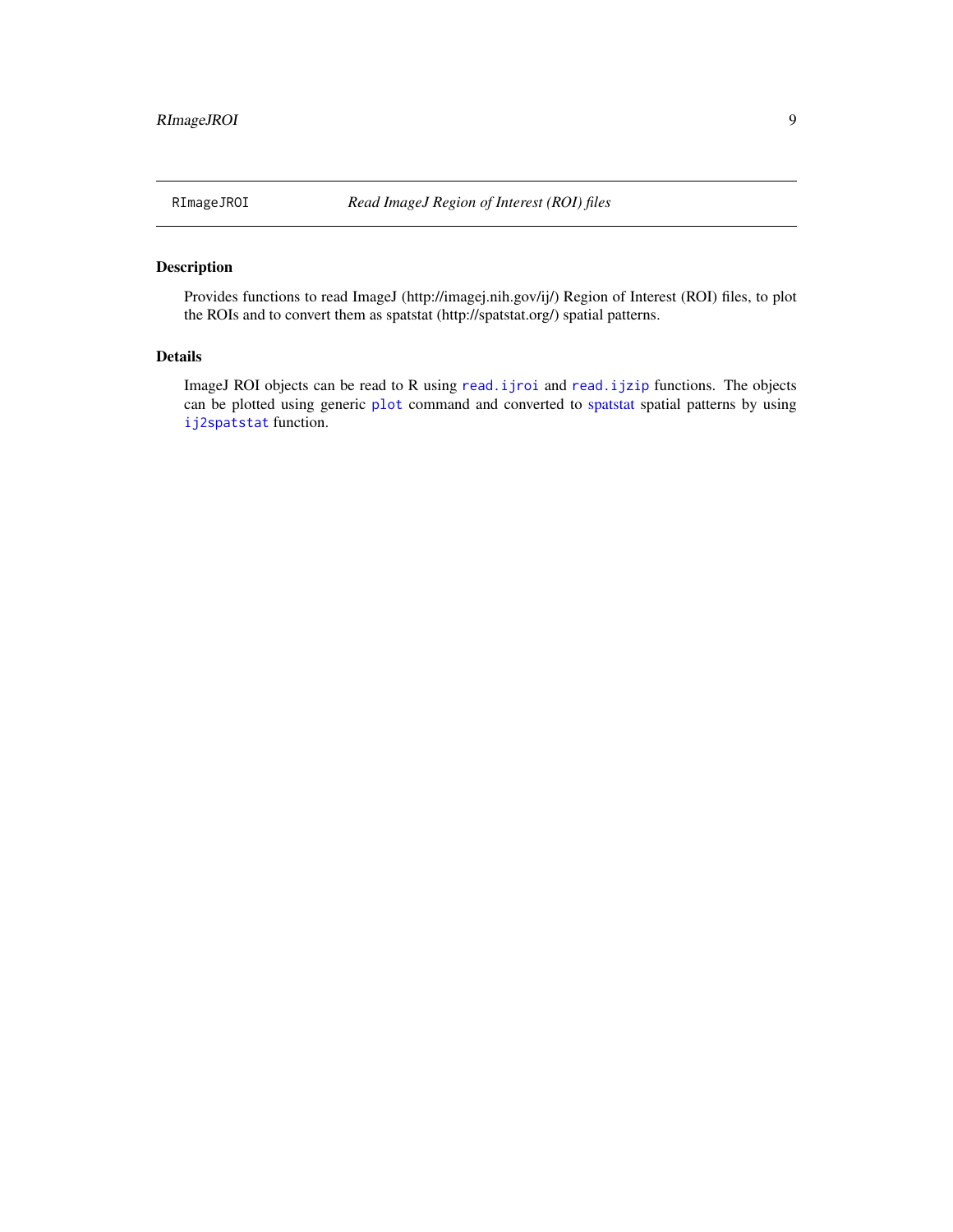# RImageJROI — *Read ImageJ Region of Interest (ROI) files*

## Description

Provides functions to read ImageJ (http://imagej.nih.gov/ij/) Region of Interest (ROI) files, to plot the ROIs and to convert them as spatstat (http://spatstat.org/) spatial patterns.

## Details

ImageJ ROI objects can be read to R using `read.ijroi` and `read.ijzip` functions. The objects can be plotted using generic `plot` command and converted to spatstat spatial patterns by using `ij2spatstat` function.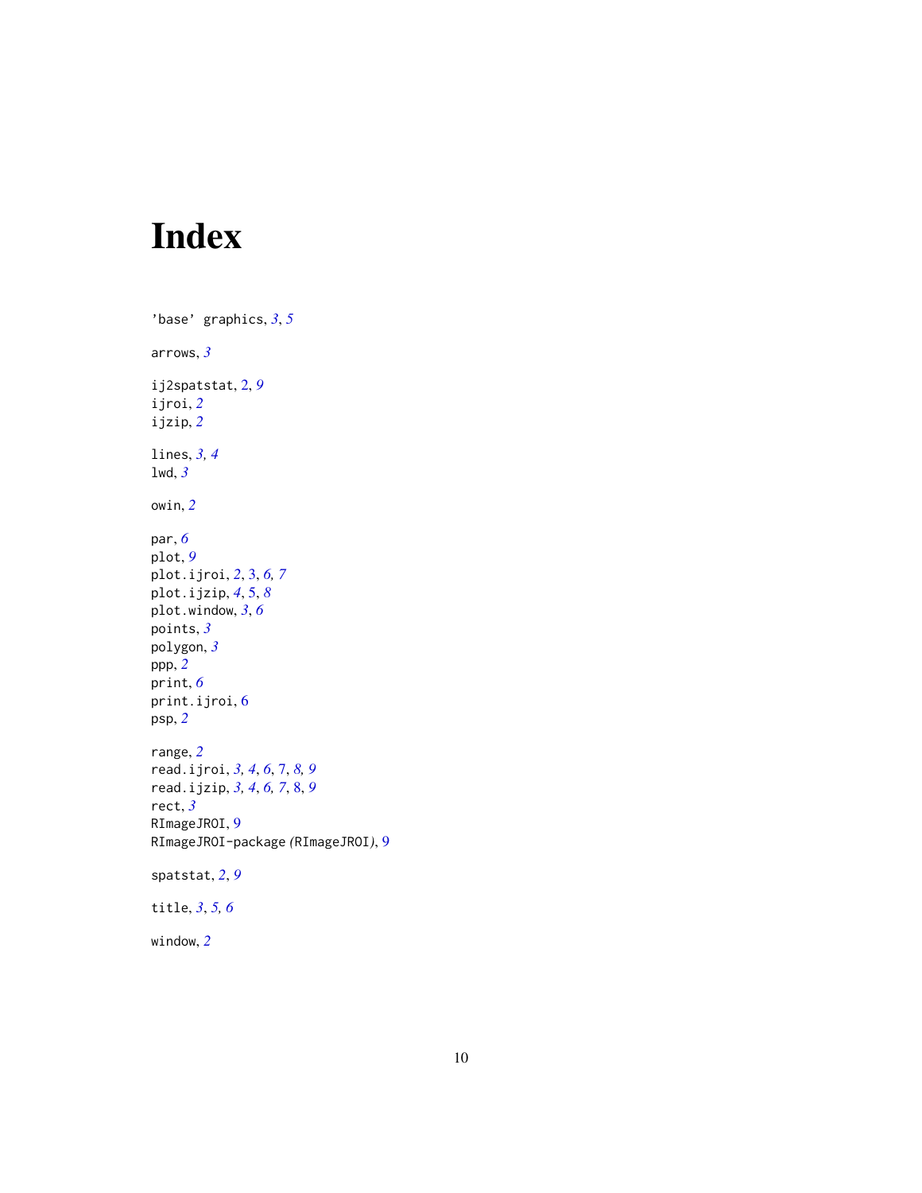# Index

'base' graphics, *3*, *5*

arrows, *3*

ij2spatstat, 2, *9*
ijroi, *2*
ijzip, *2*

lines, *3, 4*
lwd, *3*

owin, *2*

par, *6*
plot, *9*
plot.ijroi, *2*, 3, *6, 7*
plot.ijzip, *4*, 5, *8*
plot.window, *3*, *6*
points, *3*
polygon, *3*
ppp, *2*
print, *6*
print.ijroi, 6
psp, *2*

range, *2*
read.ijroi, *3, 4*, *6*, 7, *8, 9*
read.ijzip, *3, 4*, *6, 7*, 8, *9*
rect, *3*
RImageJROI, 9
RImageJROI-package *(*RImageJROI*)*, 9

spatstat, *2*, *9*

title, *3*, *5, 6*

window, *2*